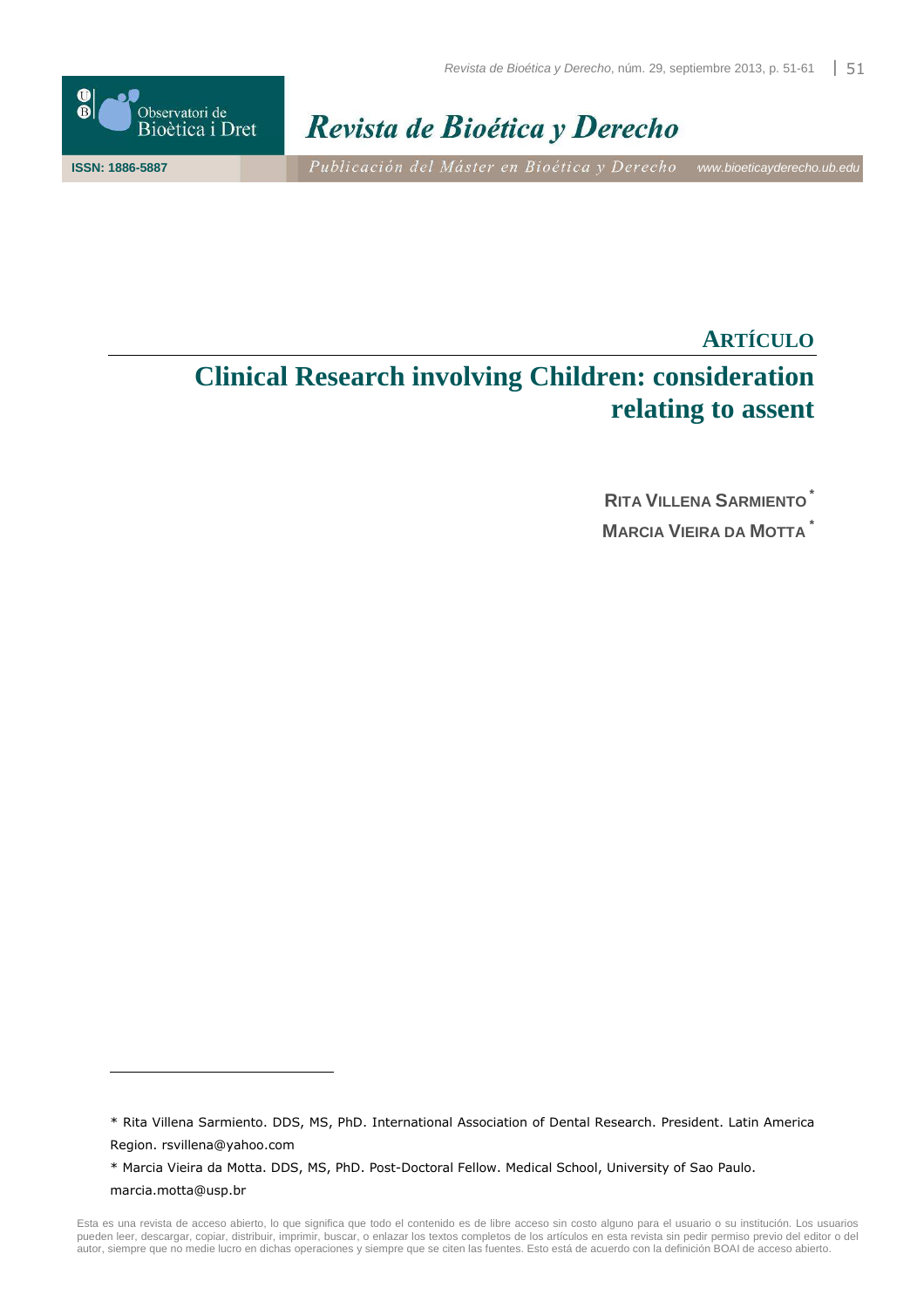**ARTÍCULO**

# Clinical Research involving Children: consideration relating to assent

**RITA VILLENA SARMIENTO** *

**MARCIA VIEIRA DA MOTTA** *

---

* Rita Villena Sarmiento. DDS, MS, PhD. International Association of Dental Research. President. Latin America Region. rsvillena@yahoo.com

* Marcia Vieira da Motta. DDS, MS, PhD. Post-Doctoral Fellow. Medical School, University of Sao Paulo. marcia.motta@usp.br

Esta es una revista de acceso abierto, lo que significa que todo el contenido es de libre acceso sin costo alguno para el usuario o su institución. Los usuarios pueden leer, descargar, copiar, distribuir, imprimir, buscar, o enlazar los textos completos de los artículos en esta revista sin pedir permiso previo del editor o del autor, siempre que no medie lucro en dichas operaciones y siempre que se citen las fuentes. Esto está de acuerdo con la definición BOAI de acceso abierto.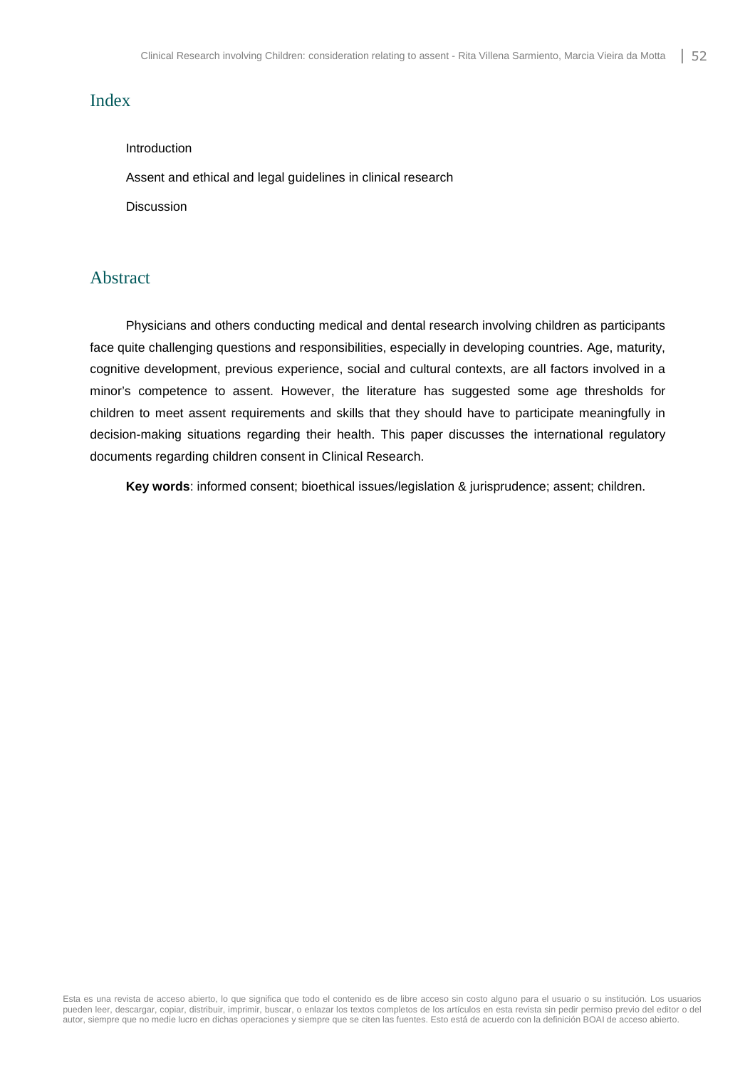## Index

Introduction

Assent and ethical and legal guidelines in clinical research

Discussion

## Abstract

Physicians and others conducting medical and dental research involving children as participants face quite challenging questions and responsibilities, especially in developing countries. Age, maturity, cognitive development, previous experience, social and cultural contexts, are all factors involved in a minor's competence to assent. However, the literature has suggested some age thresholds for children to meet assent requirements and skills that they should have to participate meaningfully in decision-making situations regarding their health. This paper discusses the international regulatory documents regarding children consent in Clinical Research.

**Key words**: informed consent; bioethical issues/legislation & jurisprudence; assent; children.

Esta es una revista de acceso abierto, lo que significa que todo el contenido es de libre acceso sin costo alguno para el usuario o su institución. Los usuarios pueden leer, descargar, copiar, distribuir, imprimir, buscar, o enlazar los textos completos de los artículos en esta revista sin pedir permiso previo del editor o del autor, siempre que no medie lucro en dichas operaciones y siempre que se citen las fuentes. Esto está de acuerdo con la definición BOAI de acceso abierto.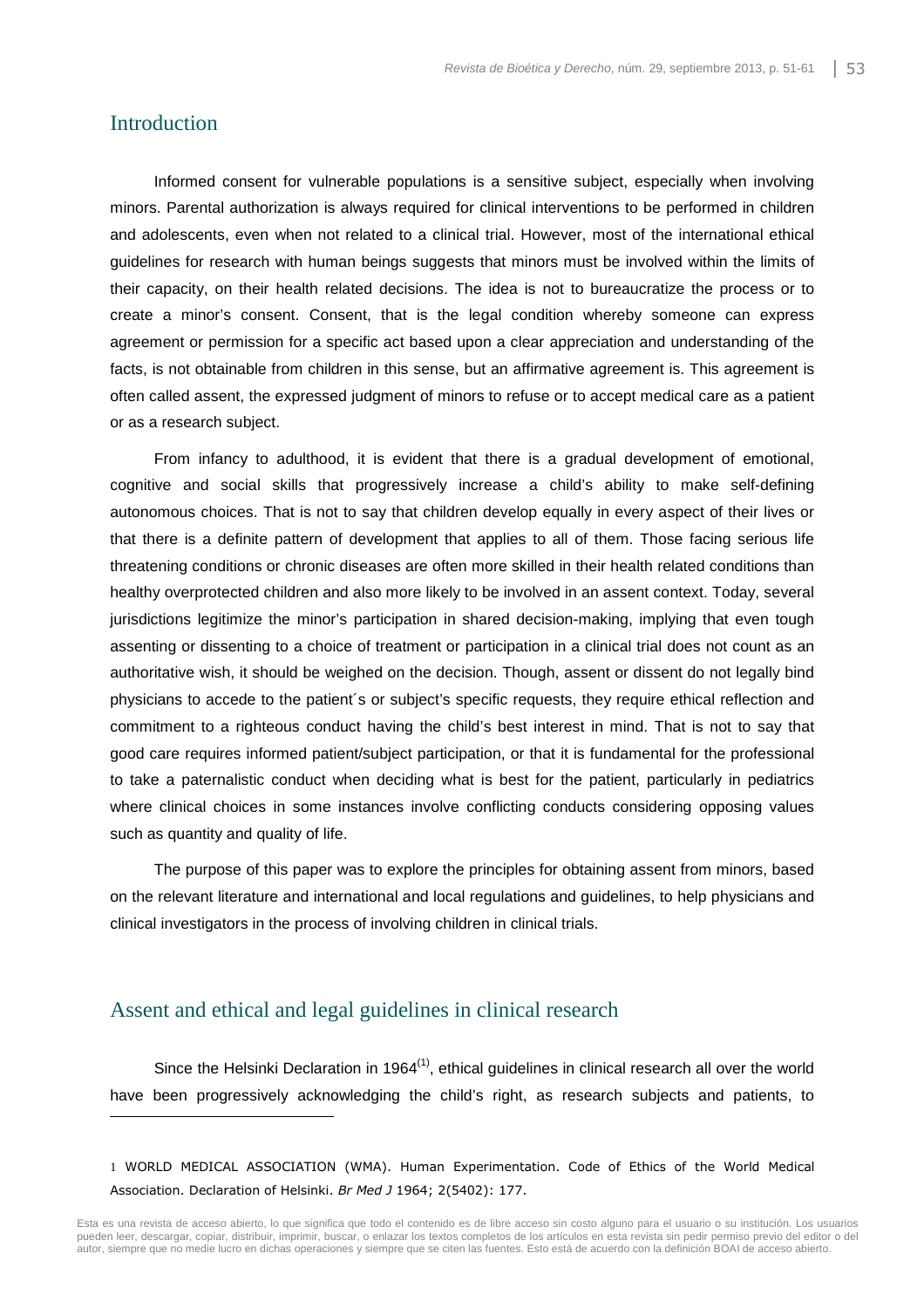## Introduction

Informed consent for vulnerable populations is a sensitive subject, especially when involving minors. Parental authorization is always required for clinical interventions to be performed in children and adolescents, even when not related to a clinical trial. However, most of the international ethical guidelines for research with human beings suggests that minors must be involved within the limits of their capacity, on their health related decisions. The idea is not to bureaucratize the process or to create a minor's consent. Consent, that is the legal condition whereby someone can express agreement or permission for a specific act based upon a clear appreciation and understanding of the facts, is not obtainable from children in this sense, but an affirmative agreement is. This agreement is often called assent, the expressed judgment of minors to refuse or to accept medical care as a patient or as a research subject.

From infancy to adulthood, it is evident that there is a gradual development of emotional, cognitive and social skills that progressively increase a child's ability to make self-defining autonomous choices. That is not to say that children develop equally in every aspect of their lives or that there is a definite pattern of development that applies to all of them. Those facing serious life threatening conditions or chronic diseases are often more skilled in their health related conditions than healthy overprotected children and also more likely to be involved in an assent context. Today, several jurisdictions legitimize the minor's participation in shared decision-making, implying that even tough assenting or dissenting to a choice of treatment or participation in a clinical trial does not count as an authoritative wish, it should be weighed on the decision. Though, assent or dissent do not legally bind physicians to accede to the patient´s or subject's specific requests, they require ethical reflection and commitment to a righteous conduct having the child's best interest in mind. That is not to say that good care requires informed patient/subject participation, or that it is fundamental for the professional to take a paternalistic conduct when deciding what is best for the patient, particularly in pediatrics where clinical choices in some instances involve conflicting conducts considering opposing values such as quantity and quality of life.

The purpose of this paper was to explore the principles for obtaining assent from minors, based on the relevant literature and international and local regulations and guidelines, to help physicians and clinical investigators in the process of involving children in clinical trials.

## Assent and ethical and legal guidelines in clinical research

Since the Helsinki Declaration in 1964[1], ethical guidelines in clinical research all over the world have been progressively acknowledging the child's right, as research subjects and patients, to

---

1 WORLD MEDICAL ASSOCIATION (WMA). Human Experimentation. Code of Ethics of the World Medical Association. Declaration of Helsinki. *Br Med J* 1964; 2(5402): 177.

Esta es una revista de acceso abierto, lo que significa que todo el contenido es de libre acceso sin costo alguno para el usuario o su institución. Los usuarios pueden leer, descargar, copiar, distribuir, imprimir, buscar, o enlazar los textos completos de los artículos en esta revista sin pedir permiso previo del editor o del autor, siempre que no medie lucro en dichas operaciones y siempre que se citen las fuentes. Esto está de acuerdo con la definición BOAI de acceso abierto.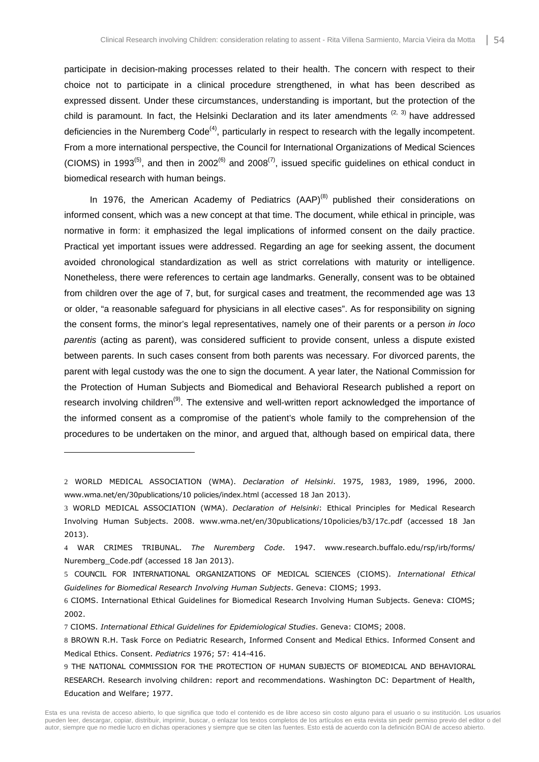participate in decision-making processes related to their health. The concern with respect to their choice not to participate in a clinical procedure strengthened, in what has been described as expressed dissent. Under these circumstances, understanding is important, but the protection of the child is paramount. In fact, the Helsinki Declaration and its later amendments [2, 3] have addressed deficiencies in the Nuremberg Code[4], particularly in respect to research with the legally incompetent. From a more international perspective, the Council for International Organizations of Medical Sciences (CIOMS) in 1993[5], and then in 2002[6] and 2008[7], issued specific guidelines on ethical conduct in biomedical research with human beings.

In 1976, the American Academy of Pediatrics (AAP)[8] published their considerations on informed consent, which was a new concept at that time. The document, while ethical in principle, was normative in form: it emphasized the legal implications of informed consent on the daily practice. Practical yet important issues were addressed. Regarding an age for seeking assent, the document avoided chronological standardization as well as strict correlations with maturity or intelligence. Nonetheless, there were references to certain age landmarks. Generally, consent was to be obtained from children over the age of 7, but, for surgical cases and treatment, the recommended age was 13 or older, "a reasonable safeguard for physicians in all elective cases". As for responsibility on signing the consent forms, the minor's legal representatives, namely one of their parents or a person *in loco parentis* (acting as parent), was considered sufficient to provide consent, unless a dispute existed between parents. In such cases consent from both parents was necessary. For divorced parents, the parent with legal custody was the one to sign the document. A year later, the National Commission for the Protection of Human Subjects and Biomedical and Behavioral Research published a report on research involving children[9]. The extensive and well-written report acknowledged the importance of the informed consent as a compromise of the patient's whole family to the comprehension of the procedures to be undertaken on the minor, and argued that, although based on empirical data, there

---

2 WORLD MEDICAL ASSOCIATION (WMA). *Declaration of Helsinki*. 1975, 1983, 1989, 1996, 2000. www.wma.net/en/30publications/10 policies/index.html (accessed 18 Jan 2013).

3 WORLD MEDICAL ASSOCIATION (WMA). *Declaration of Helsinki*: Ethical Principles for Medical Research Involving Human Subjects. 2008. www.wma.net/en/30publications/10policies/b3/17c.pdf (accessed 18 Jan 2013).

4 WAR CRIMES TRIBUNAL. *The Nuremberg Code*. 1947. www.research.buffalo.edu/rsp/irb/forms/ Nuremberg_Code.pdf (accessed 18 Jan 2013).

5 COUNCIL FOR INTERNATIONAL ORGANIZATIONS OF MEDICAL SCIENCES (CIOMS). *International Ethical Guidelines for Biomedical Research Involving Human Subjects*. Geneva: CIOMS; 1993.

6 CIOMS. International Ethical Guidelines for Biomedical Research Involving Human Subjects. Geneva: CIOMS; 2002.

7 CIOMS. *International Ethical Guidelines for Epidemiological Studies*. Geneva: CIOMS; 2008.

8 BROWN R.H. Task Force on Pediatric Research, Informed Consent and Medical Ethics. Informed Consent and Medical Ethics. Consent. *Pediatrics* 1976; 57: 414-416.

9 THE NATIONAL COMMISSION FOR THE PROTECTION OF HUMAN SUBJECTS OF BIOMEDICAL AND BEHAVIORAL RESEARCH. Research involving children: report and recommendations. Washington DC: Department of Health, Education and Welfare; 1977.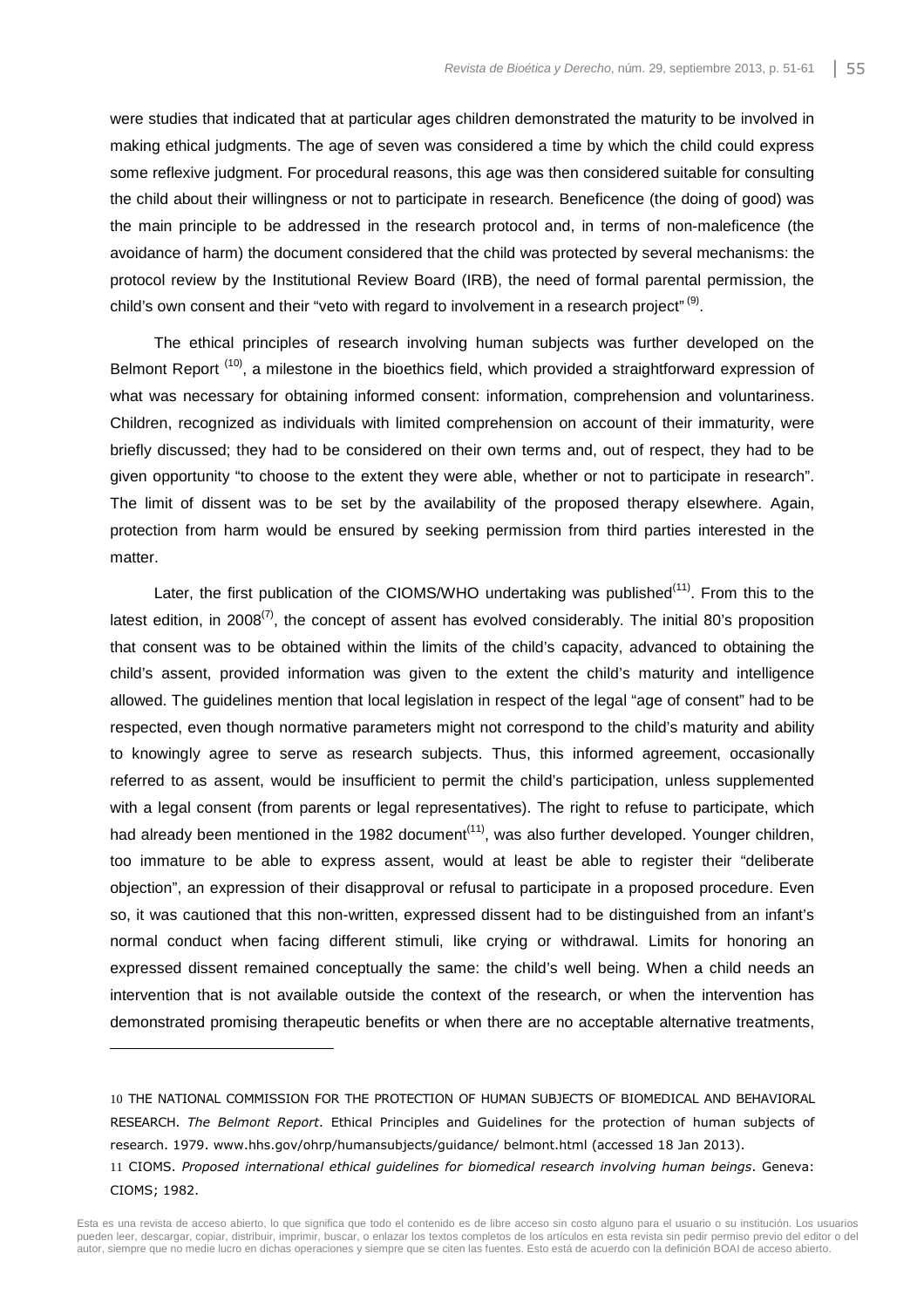were studies that indicated that at particular ages children demonstrated the maturity to be involved in making ethical judgments. The age of seven was considered a time by which the child could express some reflexive judgment. For procedural reasons, this age was then considered suitable for consulting the child about their willingness or not to participate in research. Beneficence (the doing of good) was the main principle to be addressed in the research protocol and, in terms of non-maleficence (the avoidance of harm) the document considered that the child was protected by several mechanisms: the protocol review by the Institutional Review Board (IRB), the need of formal parental permission, the child's own consent and their "veto with regard to involvement in a research project" [9].

The ethical principles of research involving human subjects was further developed on the Belmont Report [10], a milestone in the bioethics field, which provided a straightforward expression of what was necessary for obtaining informed consent: information, comprehension and voluntariness. Children, recognized as individuals with limited comprehension on account of their immaturity, were briefly discussed; they had to be considered on their own terms and, out of respect, they had to be given opportunity "to choose to the extent they were able, whether or not to participate in research". The limit of dissent was to be set by the availability of the proposed therapy elsewhere. Again, protection from harm would be ensured by seeking permission from third parties interested in the matter.

Later, the first publication of the CIOMS/WHO undertaking was published[11]. From this to the latest edition, in 2008[7], the concept of assent has evolved considerably. The initial 80's proposition that consent was to be obtained within the limits of the child's capacity, advanced to obtaining the child's assent, provided information was given to the extent the child's maturity and intelligence allowed. The guidelines mention that local legislation in respect of the legal "age of consent" had to be respected, even though normative parameters might not correspond to the child's maturity and ability to knowingly agree to serve as research subjects. Thus, this informed agreement, occasionally referred to as assent, would be insufficient to permit the child's participation, unless supplemented with a legal consent (from parents or legal representatives). The right to refuse to participate, which had already been mentioned in the 1982 document[11], was also further developed. Younger children, too immature to be able to express assent, would at least be able to register their "deliberate objection", an expression of their disapproval or refusal to participate in a proposed procedure. Even so, it was cautioned that this non-written, expressed dissent had to be distinguished from an infant's normal conduct when facing different stimuli, like crying or withdrawal. Limits for honoring an expressed dissent remained conceptually the same: the child's well being. When a child needs an intervention that is not available outside the context of the research, or when the intervention has demonstrated promising therapeutic benefits or when there are no acceptable alternative treatments,

---

10 THE NATIONAL COMMISSION FOR THE PROTECTION OF HUMAN SUBJECTS OF BIOMEDICAL AND BEHAVIORAL RESEARCH. *The Belmont Report*. Ethical Principles and Guidelines for the protection of human subjects of research. 1979. www.hhs.gov/ohrp/humansubjects/guidance/ belmont.html (accessed 18 Jan 2013).

11 CIOMS. *Proposed international ethical guidelines for biomedical research involving human beings*. Geneva: CIOMS; 1982.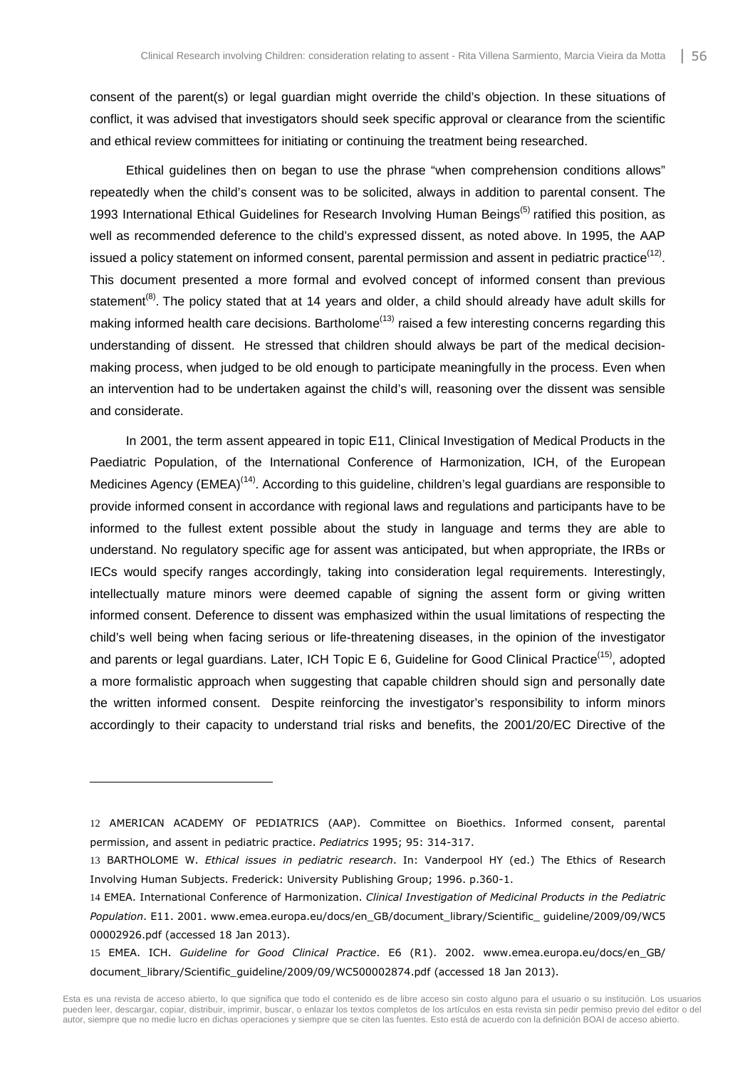consent of the parent(s) or legal guardian might override the child's objection. In these situations of conflict, it was advised that investigators should seek specific approval or clearance from the scientific and ethical review committees for initiating or continuing the treatment being researched.

Ethical guidelines then on began to use the phrase "when comprehension conditions allows" repeatedly when the child's consent was to be solicited, always in addition to parental consent. The 1993 International Ethical Guidelines for Research Involving Human Beings[(5)] ratified this position, as well as recommended deference to the child's expressed dissent, as noted above. In 1995, the AAP issued a policy statement on informed consent, parental permission and assent in pediatric practice[(12)]. This document presented a more formal and evolved concept of informed consent than previous statement[(8)]. The policy stated that at 14 years and older, a child should already have adult skills for making informed health care decisions. Bartholome[(13)] raised a few interesting concerns regarding this understanding of dissent. He stressed that children should always be part of the medical decision-making process, when judged to be old enough to participate meaningfully in the process. Even when an intervention had to be undertaken against the child's will, reasoning over the dissent was sensible and considerate.

In 2001, the term assent appeared in topic E11, Clinical Investigation of Medical Products in the Paediatric Population, of the International Conference of Harmonization, ICH, of the European Medicines Agency (EMEA)[(14)]. According to this guideline, children's legal guardians are responsible to provide informed consent in accordance with regional laws and regulations and participants have to be informed to the fullest extent possible about the study in language and terms they are able to understand. No regulatory specific age for assent was anticipated, but when appropriate, the IRBs or IECs would specify ranges accordingly, taking into consideration legal requirements. Interestingly, intellectually mature minors were deemed capable of signing the assent form or giving written informed consent. Deference to dissent was emphasized within the usual limitations of respecting the child's well being when facing serious or life-threatening diseases, in the opinion of the investigator and parents or legal guardians. Later, ICH Topic E 6, Guideline for Good Clinical Practice[(15)], adopted a more formalistic approach when suggesting that capable children should sign and personally date the written informed consent. Despite reinforcing the investigator's responsibility to inform minors accordingly to their capacity to understand trial risks and benefits, the 2001/20/EC Directive of the

---

12 AMERICAN ACADEMY OF PEDIATRICS (AAP). Committee on Bioethics. Informed consent, parental permission, and assent in pediatric practice. *Pediatrics* 1995; 95: 314-317.

13 BARTHOLOME W. *Ethical issues in pediatric research*. In: Vanderpool HY (ed.) The Ethics of Research Involving Human Subjects. Frederick: University Publishing Group; 1996. p.360-1.

14 EMEA. International Conference of Harmonization. *Clinical Investigation of Medicinal Products in the Pediatric Population*. E11. 2001. www.emea.europa.eu/docs/en_GB/document_library/Scientific_ guideline/2009/09/WC500002926.pdf (accessed 18 Jan 2013).

15 EMEA. ICH. *Guideline for Good Clinical Practice*. E6 (R1). 2002. www.emea.europa.eu/docs/en_GB/ document_library/Scientific_guideline/2009/09/WC500002874.pdf (accessed 18 Jan 2013).

Esta es una revista de acceso abierto, lo que significa que todo el contenido es de libre acceso sin costo alguno para el usuario o su institución. Los usuarios pueden leer, descargar, copiar, distribuir, imprimir, buscar, o enlazar los textos completos de los artículos en esta revista sin pedir permiso previo del editor o del autor, siempre que no medie lucro en dichas operaciones y siempre que se citen las fuentes. Esto está de acuerdo con la definición BOAI de acceso abierto.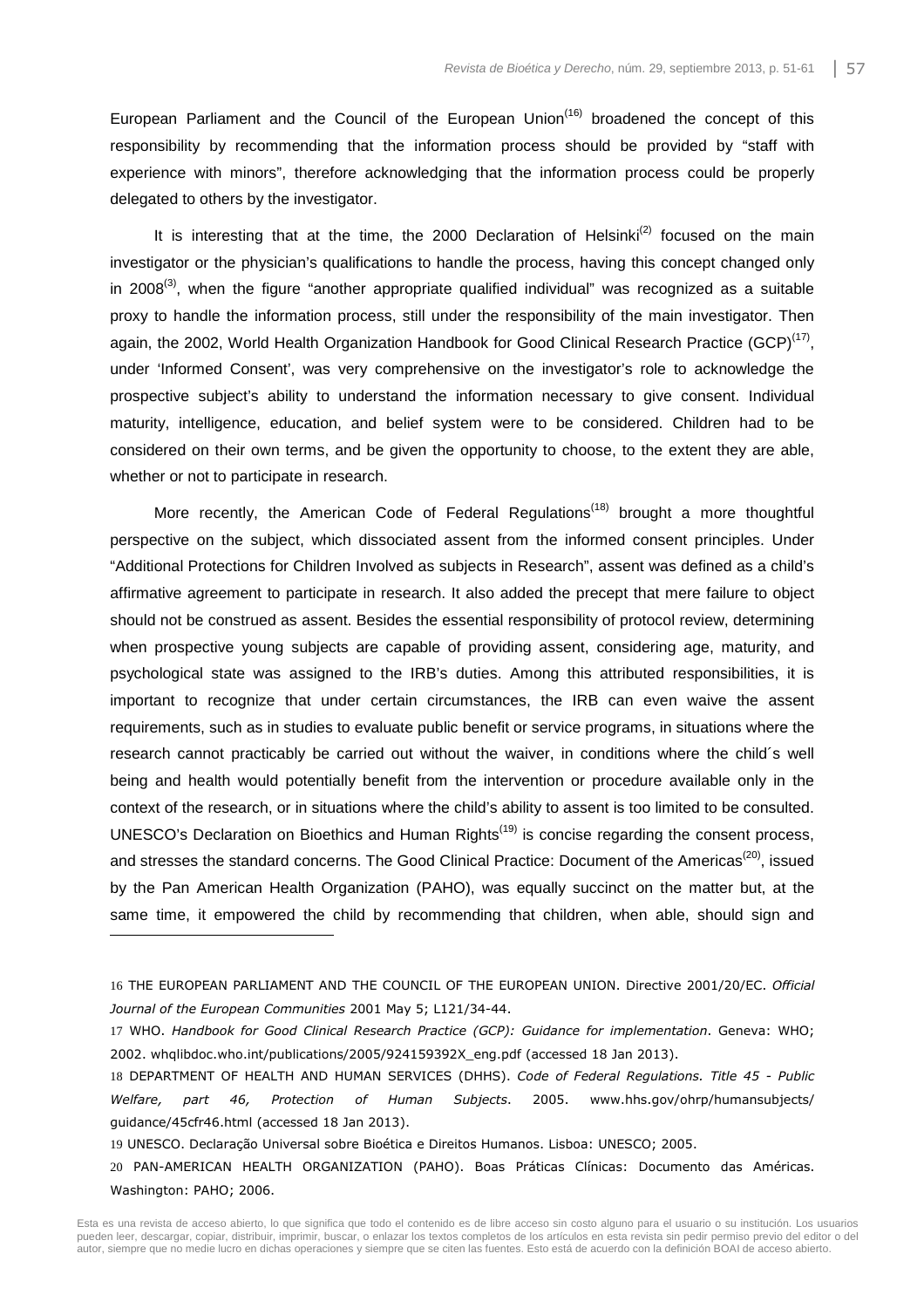European Parliament and the Council of the European Union[16] broadened the concept of this responsibility by recommending that the information process should be provided by "staff with experience with minors", therefore acknowledging that the information process could be properly delegated to others by the investigator.

It is interesting that at the time, the 2000 Declaration of Helsinki[2] focused on the main investigator or the physician's qualifications to handle the process, having this concept changed only in 2008[3], when the figure "another appropriate qualified individual" was recognized as a suitable proxy to handle the information process, still under the responsibility of the main investigator. Then again, the 2002, World Health Organization Handbook for Good Clinical Research Practice (GCP)[17], under 'Informed Consent', was very comprehensive on the investigator's role to acknowledge the prospective subject's ability to understand the information necessary to give consent. Individual maturity, intelligence, education, and belief system were to be considered. Children had to be considered on their own terms, and be given the opportunity to choose, to the extent they are able, whether or not to participate in research.

More recently, the American Code of Federal Regulations[18] brought a more thoughtful perspective on the subject, which dissociated assent from the informed consent principles. Under "Additional Protections for Children Involved as subjects in Research", assent was defined as a child's affirmative agreement to participate in research. It also added the precept that mere failure to object should not be construed as assent. Besides the essential responsibility of protocol review, determining when prospective young subjects are capable of providing assent, considering age, maturity, and psychological state was assigned to the IRB's duties. Among this attributed responsibilities, it is important to recognize that under certain circumstances, the IRB can even waive the assent requirements, such as in studies to evaluate public benefit or service programs, in situations where the research cannot practicably be carried out without the waiver, in conditions where the child´s well being and health would potentially benefit from the intervention or procedure available only in the context of the research, or in situations where the child's ability to assent is too limited to be consulted. UNESCO's Declaration on Bioethics and Human Rights[19] is concise regarding the consent process, and stresses the standard concerns. The Good Clinical Practice: Document of the Americas[20], issued by the Pan American Health Organization (PAHO), was equally succinct on the matter but, at the same time, it empowered the child by recommending that children, when able, should sign and

---

16 THE EUROPEAN PARLIAMENT AND THE COUNCIL OF THE EUROPEAN UNION. Directive 2001/20/EC. *Official Journal of the European Communities* 2001 May 5; L121/34-44.

17 WHO. *Handbook for Good Clinical Research Practice (GCP): Guidance for implementation*. Geneva: WHO; 2002. whqlibdoc.who.int/publications/2005/924159392X_eng.pdf (accessed 18 Jan 2013).

18 DEPARTMENT OF HEALTH AND HUMAN SERVICES (DHHS). *Code of Federal Regulations. Title 45 - Public Welfare, part 46, Protection of Human Subjects*. 2005. www.hhs.gov/ohrp/humansubjects/guidance/45cfr46.html (accessed 18 Jan 2013).

19 UNESCO. Declaração Universal sobre Bioética e Direitos Humanos. Lisboa: UNESCO; 2005.

20 PAN-AMERICAN HEALTH ORGANIZATION (PAHO). Boas Práticas Clínicas: Documento das Américas. Washington: PAHO; 2006.

Esta es una revista de acceso abierto, lo que significa que todo el contenido es de libre acceso sin costo alguno para el usuario o su institución. Los usuarios pueden leer, descargar, copiar, distribuir, imprimir, buscar, o enlazar los textos completos de los artículos en esta revista sin pedir permiso previo del editor o del autor, siempre que no medie lucro en dichas operaciones y siempre que se citen las fuentes. Esto está de acuerdo con la definición BOAI de acceso abierto.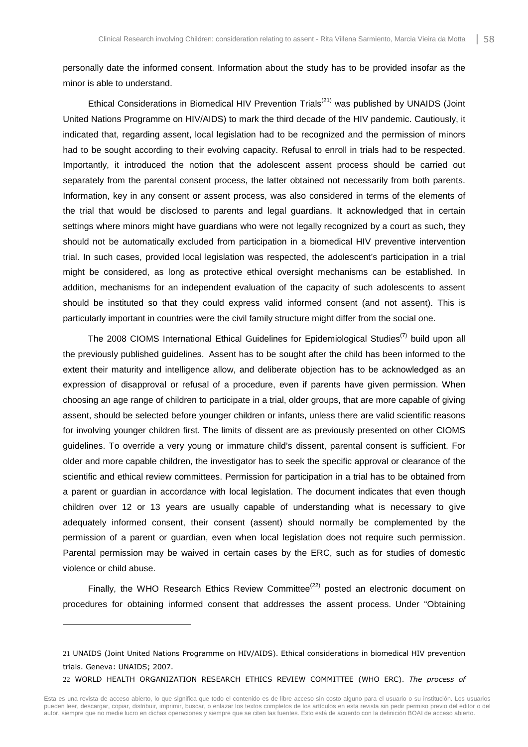personally date the informed consent. Information about the study has to be provided insofar as the minor is able to understand.

Ethical Considerations in Biomedical HIV Prevention Trials[21] was published by UNAIDS (Joint United Nations Programme on HIV/AIDS) to mark the third decade of the HIV pandemic. Cautiously, it indicated that, regarding assent, local legislation had to be recognized and the permission of minors had to be sought according to their evolving capacity. Refusal to enroll in trials had to be respected. Importantly, it introduced the notion that the adolescent assent process should be carried out separately from the parental consent process, the latter obtained not necessarily from both parents. Information, key in any consent or assent process, was also considered in terms of the elements of the trial that would be disclosed to parents and legal guardians. It acknowledged that in certain settings where minors might have guardians who were not legally recognized by a court as such, they should not be automatically excluded from participation in a biomedical HIV preventive intervention trial. In such cases, provided local legislation was respected, the adolescent's participation in a trial might be considered, as long as protective ethical oversight mechanisms can be established. In addition, mechanisms for an independent evaluation of the capacity of such adolescents to assent should be instituted so that they could express valid informed consent (and not assent). This is particularly important in countries were the civil family structure might differ from the social one.

The 2008 CIOMS International Ethical Guidelines for Epidemiological Studies[7] build upon all the previously published guidelines. Assent has to be sought after the child has been informed to the extent their maturity and intelligence allow, and deliberate objection has to be acknowledged as an expression of disapproval or refusal of a procedure, even if parents have given permission. When choosing an age range of children to participate in a trial, older groups, that are more capable of giving assent, should be selected before younger children or infants, unless there are valid scientific reasons for involving younger children first. The limits of dissent are as previously presented on other CIOMS guidelines. To override a very young or immature child's dissent, parental consent is sufficient. For older and more capable children, the investigator has to seek the specific approval or clearance of the scientific and ethical review committees. Permission for participation in a trial has to be obtained from a parent or guardian in accordance with local legislation. The document indicates that even though children over 12 or 13 years are usually capable of understanding what is necessary to give adequately informed consent, their consent (assent) should normally be complemented by the permission of a parent or guardian, even when local legislation does not require such permission. Parental permission may be waived in certain cases by the ERC, such as for studies of domestic violence or child abuse.

Finally, the WHO Research Ethics Review Committee[22] posted an electronic document on procedures for obtaining informed consent that addresses the assent process. Under "Obtaining

---

21 UNAIDS (Joint United Nations Programme on HIV/AIDS). Ethical considerations in biomedical HIV prevention trials. Geneva: UNAIDS; 2007.

22 WORLD HEALTH ORGANIZATION RESEARCH ETHICS REVIEW COMMITTEE (WHO ERC). *The process of*

Esta es una revista de acceso abierto, lo que significa que todo el contenido es de libre acceso sin costo alguno para el usuario o su institución. Los usuarios pueden leer, descargar, copiar, distribuir, imprimir, buscar, o enlazar los textos completos de los artículos en esta revista sin pedir permiso previo del editor o del autor, siempre que no medie lucro en dichas operaciones y siempre que se citen las fuentes. Esto está de acuerdo con la definición BOAI de acceso abierto.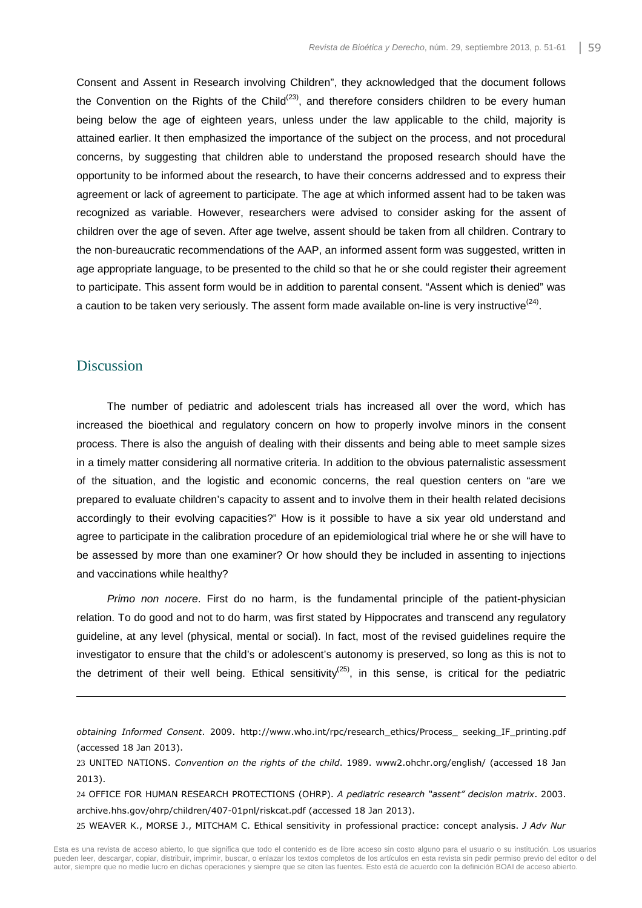Consent and Assent in Research involving Children", they acknowledged that the document follows the Convention on the Rights of the Child[23], and therefore considers children to be every human being below the age of eighteen years, unless under the law applicable to the child, majority is attained earlier. It then emphasized the importance of the subject on the process, and not procedural concerns, by suggesting that children able to understand the proposed research should have the opportunity to be informed about the research, to have their concerns addressed and to express their agreement or lack of agreement to participate. The age at which informed assent had to be taken was recognized as variable. However, researchers were advised to consider asking for the assent of children over the age of seven. After age twelve, assent should be taken from all children. Contrary to the non-bureaucratic recommendations of the AAP, an informed assent form was suggested, written in age appropriate language, to be presented to the child so that he or she could register their agreement to participate. This assent form would be in addition to parental consent. "Assent which is denied" was a caution to be taken very seriously. The assent form made available on-line is very instructive[24].

## Discussion

The number of pediatric and adolescent trials has increased all over the word, which has increased the bioethical and regulatory concern on how to properly involve minors in the consent process. There is also the anguish of dealing with their dissents and being able to meet sample sizes in a timely matter considering all normative criteria. In addition to the obvious paternalistic assessment of the situation, and the logistic and economic concerns, the real question centers on "are we prepared to evaluate children's capacity to assent and to involve them in their health related decisions accordingly to their evolving capacities?" How is it possible to have a six year old understand and agree to participate in the calibration procedure of an epidemiological trial where he or she will have to be assessed by more than one examiner? Or how should they be included in assenting to injections and vaccinations while healthy?

*Primo non nocere*. First do no harm, is the fundamental principle of the patient-physician relation. To do good and not to do harm, was first stated by Hippocrates and transcend any regulatory guideline, at any level (physical, mental or social). In fact, most of the revised guidelines require the investigator to ensure that the child's or adolescent's autonomy is preserved, so long as this is not to the detriment of their well being. Ethical sensitivity[25], in this sense, is critical for the pediatric

---

*obtaining Informed Consent*. 2009. http://www.who.int/rpc/research_ethics/Process_ seeking_IF_printing.pdf (accessed 18 Jan 2013).

23 UNITED NATIONS. *Convention on the rights of the child*. 1989. www2.ohchr.org/english/ (accessed 18 Jan 2013).

24 OFFICE FOR HUMAN RESEARCH PROTECTIONS (OHRP). *A pediatric research "assent" decision matrix*. 2003. archive.hhs.gov/ohrp/children/407-01pnl/riskcat.pdf (accessed 18 Jan 2013).

25 WEAVER K., MORSE J., MITCHAM C. Ethical sensitivity in professional practice: concept analysis. *J Adv Nur*

Esta es una revista de acceso abierto, lo que significa que todo el contenido es de libre acceso sin costo alguno para el usuario o su institución. Los usuarios pueden leer, descargar, copiar, distribuir, imprimir, buscar, o enlazar los textos completos de los artículos en esta revista sin pedir permiso previo del editor o del autor, siempre que no medie lucro en dichas operaciones y siempre que se citen las fuentes. Esto está de acuerdo con la definición BOAI de acceso abierto.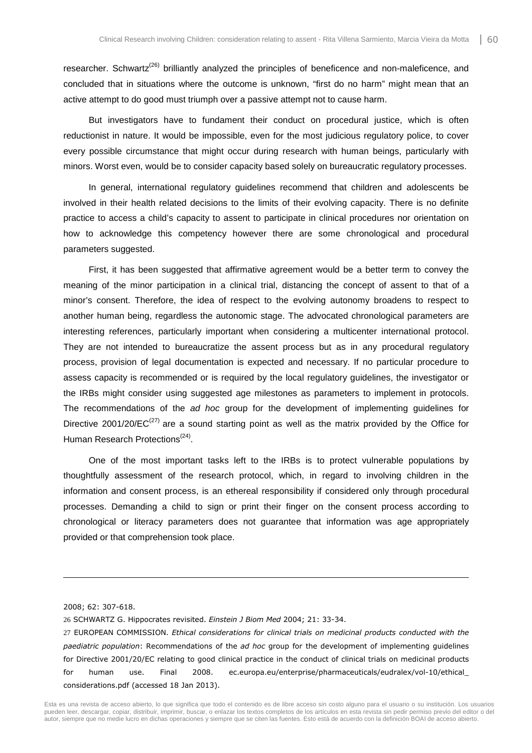researcher. Schwartz[26] brilliantly analyzed the principles of beneficence and non-maleficence, and concluded that in situations where the outcome is unknown, "first do no harm" might mean that an active attempt to do good must triumph over a passive attempt not to cause harm.

But investigators have to fundament their conduct on procedural justice, which is often reductionist in nature. It would be impossible, even for the most judicious regulatory police, to cover every possible circumstance that might occur during research with human beings, particularly with minors. Worst even, would be to consider capacity based solely on bureaucratic regulatory processes.

In general, international regulatory guidelines recommend that children and adolescents be involved in their health related decisions to the limits of their evolving capacity. There is no definite practice to access a child's capacity to assent to participate in clinical procedures nor orientation on how to acknowledge this competency however there are some chronological and procedural parameters suggested.

First, it has been suggested that affirmative agreement would be a better term to convey the meaning of the minor participation in a clinical trial, distancing the concept of assent to that of a minor's consent. Therefore, the idea of respect to the evolving autonomy broadens to respect to another human being, regardless the autonomic stage. The advocated chronological parameters are interesting references, particularly important when considering a multicenter international protocol. They are not intended to bureaucratize the assent process but as in any procedural regulatory process, provision of legal documentation is expected and necessary. If no particular procedure to assess capacity is recommended or is required by the local regulatory guidelines, the investigator or the IRBs might consider using suggested age milestones as parameters to implement in protocols. The recommendations of the *ad hoc* group for the development of implementing guidelines for Directive 2001/20/EC[27] are a sound starting point as well as the matrix provided by the Office for Human Research Protections[24].

One of the most important tasks left to the IRBs is to protect vulnerable populations by thoughtfully assessment of the research protocol, which, in regard to involving children in the information and consent process, is an ethereal responsibility if considered only through procedural processes. Demanding a child to sign or print their finger on the consent process according to chronological or literacy parameters does not guarantee that information was age appropriately provided or that comprehension took place.

---

2008; 62: 307-618.

26 SCHWARTZ G. Hippocrates revisited. *Einstein J Biom Med* 2004; 21: 33-34.

27 EUROPEAN COMMISSION. *Ethical considerations for clinical trials on medicinal products conducted with the paediatric population*: Recommendations of the *ad hoc* group for the development of implementing guidelines for Directive 2001/20/EC relating to good clinical practice in the conduct of clinical trials on medicinal products for human use. Final 2008. ec.europa.eu/enterprise/pharmaceuticals/eudralex/vol-10/ethical_considerations.pdf (accessed 18 Jan 2013).

Esta es una revista de acceso abierto, lo que significa que todo el contenido es de libre acceso sin costo alguno para el usuario o su institución. Los usuarios pueden leer, descargar, copiar, distribuir, imprimir, buscar, o enlazar los textos completos de los artículos en esta revista sin pedir permiso previo del editor o del autor, siempre que no medie lucro en dichas operaciones y siempre que se citen las fuentes. Esto está de acuerdo con la definición BOAI de acceso abierto.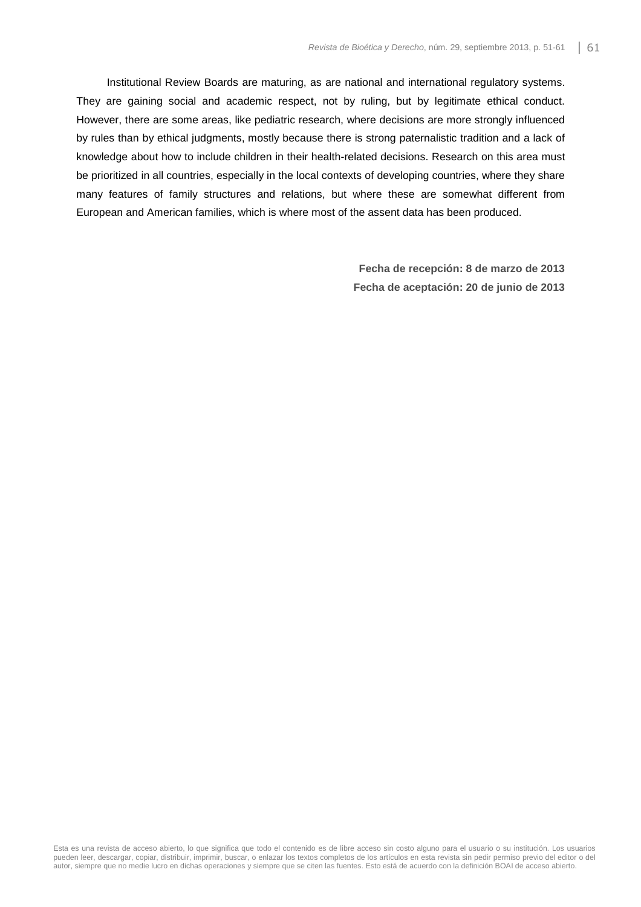Institutional Review Boards are maturing, as are national and international regulatory systems. They are gaining social and academic respect, not by ruling, but by legitimate ethical conduct. However, there are some areas, like pediatric research, where decisions are more strongly influenced by rules than by ethical judgments, mostly because there is strong paternalistic tradition and a lack of knowledge about how to include children in their health-related decisions. Research on this area must be prioritized in all countries, especially in the local contexts of developing countries, where they share many features of family structures and relations, but where these are somewhat different from European and American families, which is where most of the assent data has been produced.

**Fecha de recepción: 8 de marzo de 2013**
**Fecha de aceptación: 20 de junio de 2013**

Esta es una revista de acceso abierto, lo que significa que todo el contenido es de libre acceso sin costo alguno para el usuario o su institución. Los usuarios pueden leer, descargar, copiar, distribuir, imprimir, buscar, o enlazar los textos completos de los artículos en esta revista sin pedir permiso previo del editor o del autor, siempre que no medie lucro en dichas operaciones y siempre que se citen las fuentes. Esto está de acuerdo con la definición BOAI de acceso abierto.